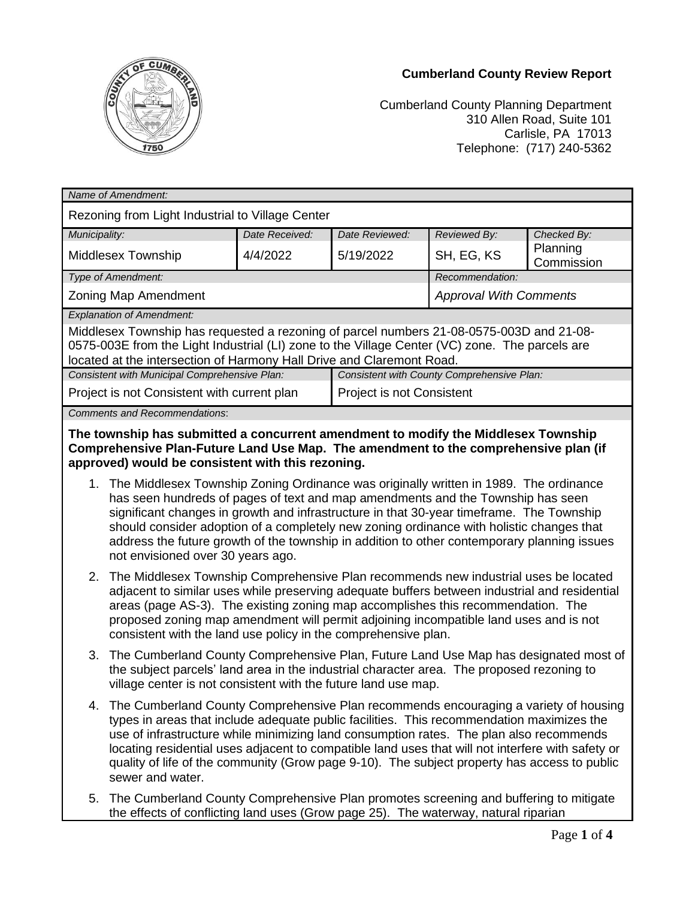**Cumberland County Review Report**

Cumberland County Planning Department
310 Allen Road, Suite 101
Carlisle, PA 17013
Telephone: (717) 240-5362

| *Name of Amendment:* | | | | |
|---|---|---|---|---|
| Rezoning from Light Industrial to Village Center | | | | |
| *Municipality:* | *Date Received:* | *Date Reviewed:* | *Reviewed By:* | *Checked By:* |
| Middlesex Township | 4/4/2022 | 5/19/2022 | SH, EG, KS | Planning Commission |
| *Type of Amendment:* | | | *Recommendation:* | |
| Zoning Map Amendment | | | *Approval With Comments* | |

*Explanation of Amendment:*

Middlesex Township has requested a rezoning of parcel numbers 21-08-0575-003D and 21-08-0575-003E from the Light Industrial (LI) zone to the Village Center (VC) zone. The parcels are located at the intersection of Harmony Hall Drive and Claremont Road.

| *Consistent with Municipal Comprehensive Plan:* | *Consistent with County Comprehensive Plan:* |
|---|---|
| Project is not Consistent with current plan | Project is not Consistent |

*Comments and Recommendations*:

**The township has submitted a concurrent amendment to modify the Middlesex Township Comprehensive Plan-Future Land Use Map. The amendment to the comprehensive plan (if approved) would be consistent with this rezoning.**

1. The Middlesex Township Zoning Ordinance was originally written in 1989. The ordinance has seen hundreds of pages of text and map amendments and the Township has seen significant changes in growth and infrastructure in that 30-year timeframe. The Township should consider adoption of a completely new zoning ordinance with holistic changes that address the future growth of the township in addition to other contemporary planning issues not envisioned over 30 years ago.
2. The Middlesex Township Comprehensive Plan recommends new industrial uses be located adjacent to similar uses while preserving adequate buffers between industrial and residential areas (page AS-3). The existing zoning map accomplishes this recommendation. The proposed zoning map amendment will permit adjoining incompatible land uses and is not consistent with the land use policy in the comprehensive plan.
3. The Cumberland County Comprehensive Plan, Future Land Use Map has designated most of the subject parcels' land area in the industrial character area. The proposed rezoning to village center is not consistent with the future land use map.
4. The Cumberland County Comprehensive Plan recommends encouraging a variety of housing types in areas that include adequate public facilities. This recommendation maximizes the use of infrastructure while minimizing land consumption rates. The plan also recommends locating residential uses adjacent to compatible land uses that will not interfere with safety or quality of life of the community (Grow page 9-10). The subject property has access to public sewer and water.
5. The Cumberland County Comprehensive Plan promotes screening and buffering to mitigate the effects of conflicting land uses (Grow page 25). The waterway, natural riparian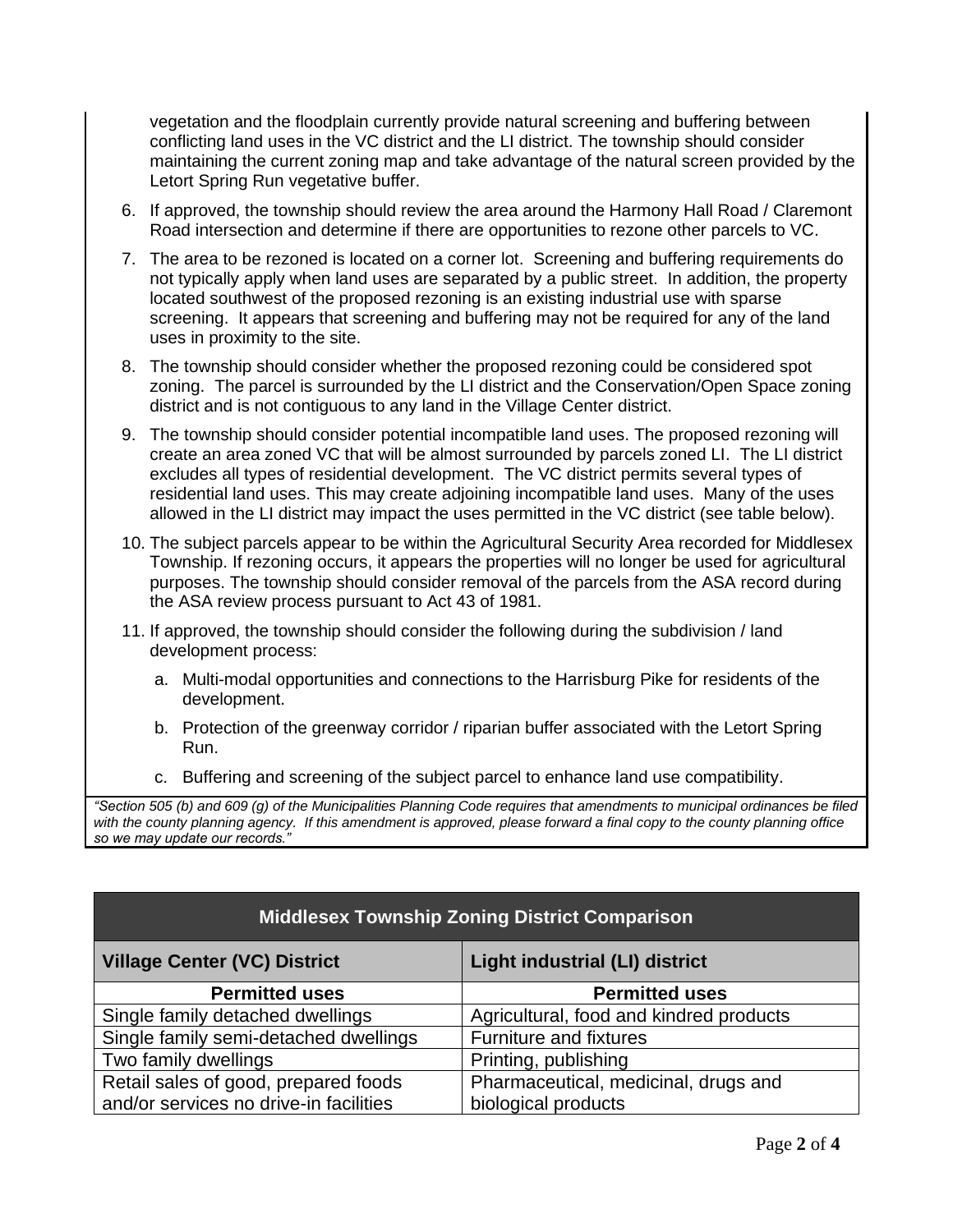vegetation and the floodplain currently provide natural screening and buffering between conflicting land uses in the VC district and the LI district. The township should consider maintaining the current zoning map and take advantage of the natural screen provided by the Letort Spring Run vegetative buffer.

6. If approved, the township should review the area around the Harmony Hall Road / Claremont Road intersection and determine if there are opportunities to rezone other parcels to VC.
7. The area to be rezoned is located on a corner lot. Screening and buffering requirements do not typically apply when land uses are separated by a public street. In addition, the property located southwest of the proposed rezoning is an existing industrial use with sparse screening. It appears that screening and buffering may not be required for any of the land uses in proximity to the site.
8. The township should consider whether the proposed rezoning could be considered spot zoning. The parcel is surrounded by the LI district and the Conservation/Open Space zoning district and is not contiguous to any land in the Village Center district.
9. The township should consider potential incompatible land uses. The proposed rezoning will create an area zoned VC that will be almost surrounded by parcels zoned LI. The LI district excludes all types of residential development. The VC district permits several types of residential land uses. This may create adjoining incompatible land uses. Many of the uses allowed in the LI district may impact the uses permitted in the VC district (see table below).
10. The subject parcels appear to be within the Agricultural Security Area recorded for Middlesex Township. If rezoning occurs, it appears the properties will no longer be used for agricultural purposes. The township should consider removal of the parcels from the ASA record during the ASA review process pursuant to Act 43 of 1981.
11. If approved, the township should consider the following during the subdivision / land development process:
    a. Multi-modal opportunities and connections to the Harrisburg Pike for residents of the development.
    b. Protection of the greenway corridor / riparian buffer associated with the Letort Spring Run.
    c. Buffering and screening of the subject parcel to enhance land use compatibility.

*"Section 505 (b) and 609 (g) of the Municipalities Planning Code requires that amendments to municipal ordinances be filed with the county planning agency. If this amendment is approved, please forward a final copy to the county planning office so we may update our records."*

| Middlesex Township Zoning District Comparison | |
|---|---|
| **Village Center (VC) District** | **Light industrial (LI) district** |
| **Permitted uses** | **Permitted uses** |
| Single family detached dwellings | Agricultural, food and kindred products |
| Single family semi-detached dwellings | Furniture and fixtures |
| Two family dwellings | Printing, publishing |
| Retail sales of good, prepared foods and/or services no drive-in facilities | Pharmaceutical, medicinal, drugs and biological products |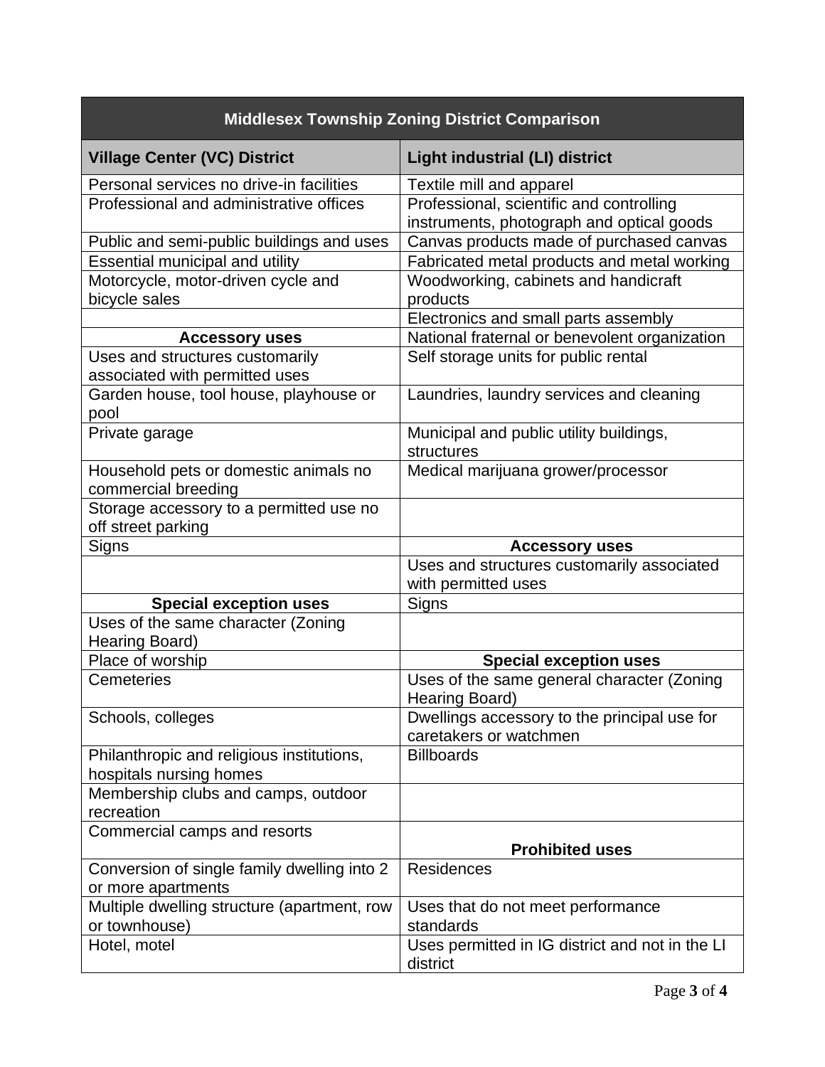| Middlesex Township Zoning District Comparison | |
|---|---|
| **Village Center (VC) District** | **Light industrial (LI) district** |
| Personal services no drive-in facilities | Textile mill and apparel |
| Professional and administrative offices | Professional, scientific and controlling instruments, photograph and optical goods |
| Public and semi-public buildings and uses | Canvas products made of purchased canvas |
| Essential municipal and utility | Fabricated metal products and metal working |
| Motorcycle, motor-driven cycle and bicycle sales | Woodworking, cabinets and handicraft products |
| | Electronics and small parts assembly |
| **Accessory uses** | National fraternal or benevolent organization |
| Uses and structures customarily associated with permitted uses | Self storage units for public rental |
| Garden house, tool house, playhouse or pool | Laundries, laundry services and cleaning |
| Private garage | Municipal and public utility buildings, structures |
| Household pets or domestic animals no commercial breeding | Medical marijuana grower/processor |
| Storage accessory to a permitted use no off street parking | |
| Signs | **Accessory uses** |
| | Uses and structures customarily associated with permitted uses |
| **Special exception uses** | Signs |
| Uses of the same character (Zoning Hearing Board) | |
| Place of worship | **Special exception uses** |
| Cemeteries | Uses of the same general character (Zoning Hearing Board) |
| Schools, colleges | Dwellings accessory to the principal use for caretakers or watchmen |
| Philanthropic and religious institutions, hospitals nursing homes | Billboards |
| Membership clubs and camps, outdoor recreation | |
| Commercial camps and resorts | **Prohibited uses** |
| Conversion of single family dwelling into 2 or more apartments | Residences |
| Multiple dwelling structure (apartment, row or townhouse) | Uses that do not meet performance standards |
| Hotel, motel | Uses permitted in IG district and not in the LI district |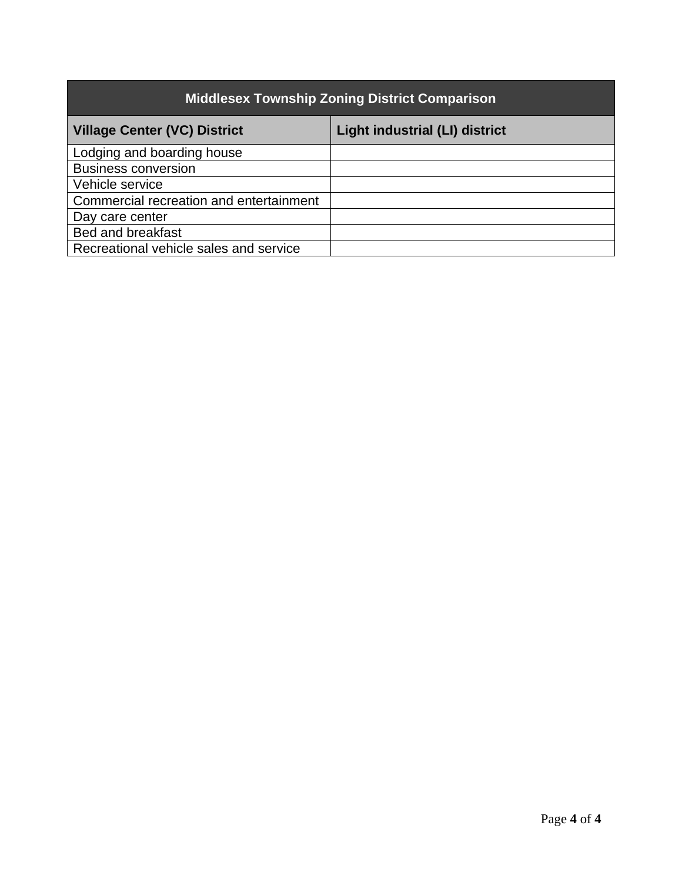| Middlesex Township Zoning District Comparison | |
|---|---|
| **Village Center (VC) District** | **Light industrial (LI) district** |
| Lodging and boarding house | |
| Business conversion | |
| Vehicle service | |
| Commercial recreation and entertainment | |
| Day care center | |
| Bed and breakfast | |
| Recreational vehicle sales and service | |